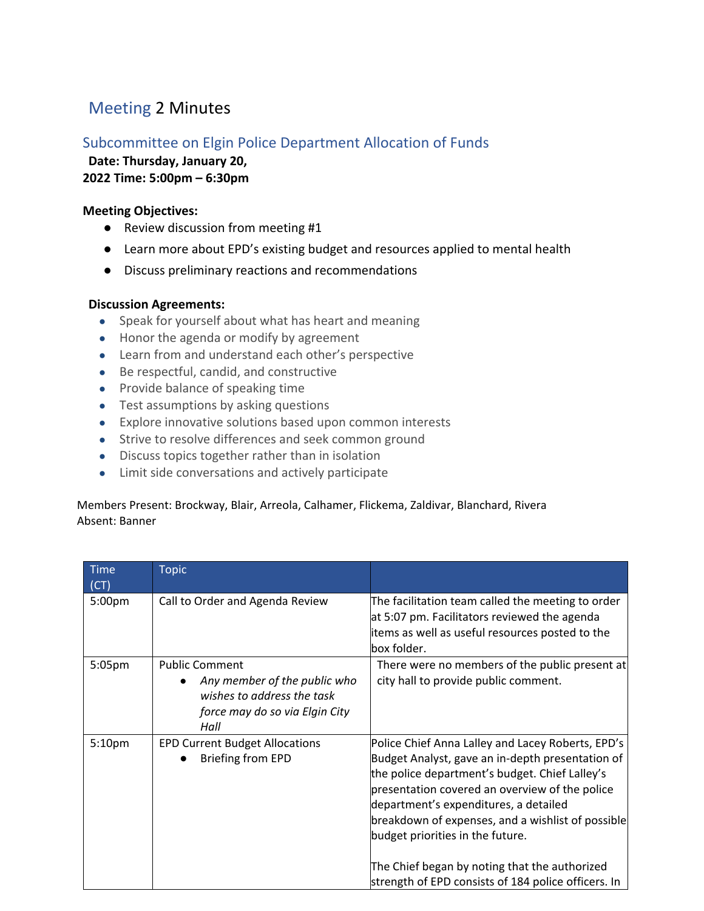# Meeting 2 Minutes

## Subcommittee on Elgin Police Department Allocation of Funds

**Date: Thursday, January 20, 2022 Time: 5:00pm – 6:30pm**

**Meeting Objectives:**

- Review discussion from meeting #1
- Learn more about EPD's existing budget and resources applied to mental health
- Discuss preliminary reactions and recommendations

**Discussion Agreements:**

- Speak for yourself about what has heart and meaning
- Honor the agenda or modify by agreement
- Learn from and understand each other's perspective
- Be respectful, candid, and constructive
- Provide balance of speaking time
- Test assumptions by asking questions
- Explore innovative solutions based upon common interests
- Strive to resolve differences and seek common ground
- Discuss topics together rather than in isolation
- Limit side conversations and actively participate

Members Present: Brockway, Blair, Arreola, Calhamer, Flickema, Zaldivar, Blanchard, Rivera
Absent: Banner

| Time (CT) | Topic | |
|---|---|---|
| 5:00pm | Call to Order and Agenda Review | The facilitation team called the meeting to order at 5:07 pm. Facilitators reviewed the agenda items as well as useful resources posted to the box folder. |
| 5:05pm | Public Comment<br>• *Any member of the public who wishes to address the task force may do so via Elgin City Hall* | There were no members of the public present at city hall to provide public comment. |
| 5:10pm | EPD Current Budget Allocations<br>• Briefing from EPD | Police Chief Anna Lalley and Lacey Roberts, EPD's Budget Analyst, gave an in-depth presentation of the police department's budget. Chief Lalley's presentation covered an overview of the police department's expenditures, a detailed breakdown of expenses, and a wishlist of possible budget priorities in the future.<br><br>The Chief began by noting that the authorized strength of EPD consists of 184 police officers. In |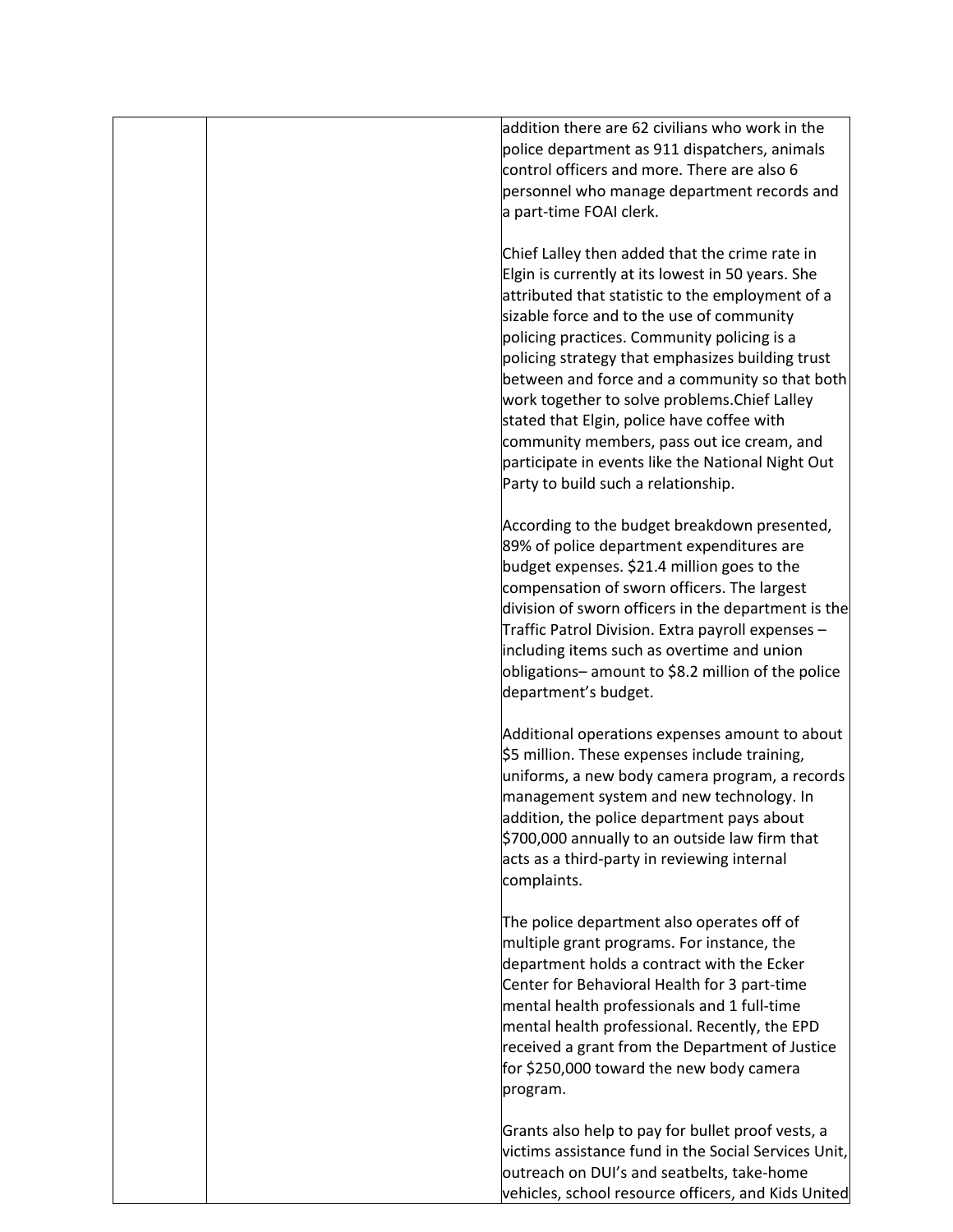| | | |
|---|---|---|
| | | addition there are 62 civilians who work in the police department as 911 dispatchers, animals control officers and more. There are also 6 personnel who manage department records and a part-time FOAI clerk.<br><br>Chief Lalley then added that the crime rate in Elgin is currently at its lowest in 50 years. She attributed that statistic to the employment of a sizable force and to the use of community policing practices. Community policing is a policing strategy that emphasizes building trust between and force and a community so that both work together to solve problems.Chief Lalley stated that Elgin, police have coffee with community members, pass out ice cream, and participate in events like the National Night Out Party to build such a relationship.<br><br>According to the budget breakdown presented, 89% of police department expenditures are budget expenses. $21.4 million goes to the compensation of sworn officers. The largest division of sworn officers in the department is the Traffic Patrol Division. Extra payroll expenses – including items such as overtime and union obligations– amount to $8.2 million of the police department's budget.<br><br>Additional operations expenses amount to about $5 million. These expenses include training, uniforms, a new body camera program, a records management system and new technology. In addition, the police department pays about $700,000 annually to an outside law firm that acts as a third-party in reviewing internal complaints.<br><br>The police department also operates off of multiple grant programs. For instance, the department holds a contract with the Ecker Center for Behavioral Health for 3 part-time mental health professionals and 1 full-time mental health professional. Recently, the EPD received a grant from the Department of Justice for $250,000 toward the new body camera program.<br><br>Grants also help to pay for bullet proof vests, a victims assistance fund in the Social Services Unit, outreach on DUI's and seatbelts, take-home vehicles, school resource officers, and Kids United |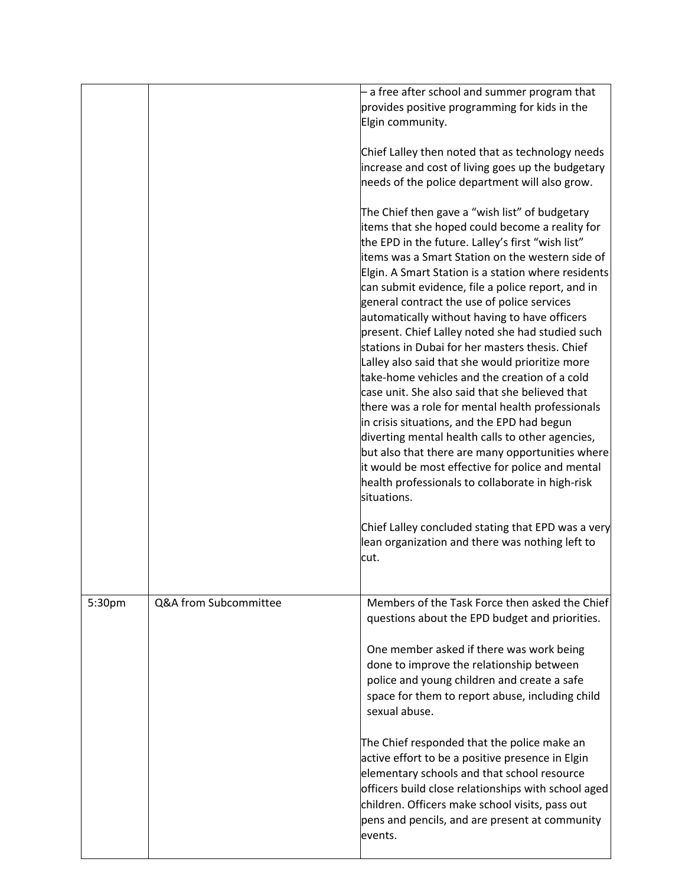| | | |
|---|---|---|
| | | – a free after school and summer program that provides positive programming for kids in the Elgin community.<br><br>Chief Lalley then noted that as technology needs increase and cost of living goes up the budgetary needs of the police department will also grow.<br><br>The Chief then gave a "wish list" of budgetary items that she hoped could become a reality for the EPD in the future. Lalley's first "wish list" items was a Smart Station on the western side of Elgin. A Smart Station is a station where residents can submit evidence, file a police report, and in general contract the use of police services automatically without having to have officers present. Chief Lalley noted she had studied such stations in Dubai for her masters thesis. Chief Lalley also said that she would prioritize more take-home vehicles and the creation of a cold case unit. She also said that she believed that there was a role for mental health professionals in crisis situations, and the EPD had begun diverting mental health calls to other agencies, but also that there are many opportunities where it would be most effective for police and mental health professionals to collaborate in high-risk situations.<br><br>Chief Lalley concluded stating that EPD was a very lean organization and there was nothing left to cut. |
| 5:30pm | Q&A from Subcommittee | Members of the Task Force then asked the Chief questions about the EPD budget and priorities.<br><br>One member asked if there was work being done to improve the relationship between police and young children and create a safe space for them to report abuse, including child sexual abuse.<br><br>The Chief responded that the police make an active effort to be a positive presence in Elgin elementary schools and that school resource officers build close relationships with school aged children. Officers make school visits, pass out pens and pencils, and are present at community events. |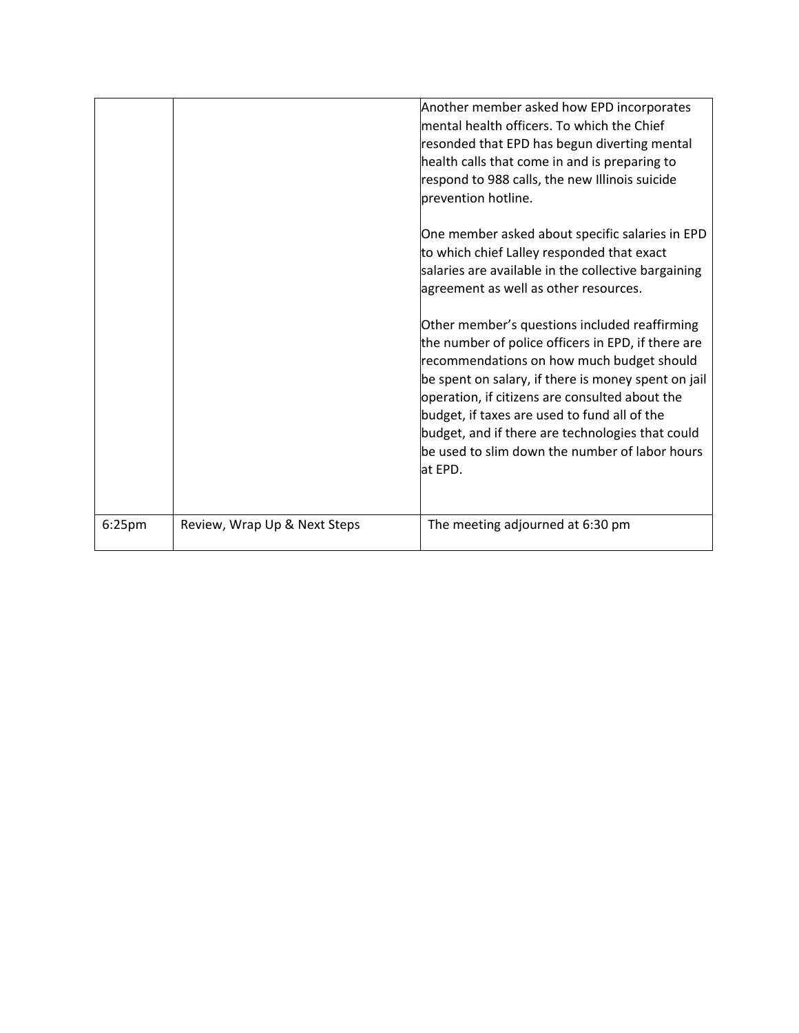| | | |
|---|---|---|
| | | Another member asked how EPD incorporates mental health officers. To which the Chief resonded that EPD has begun diverting mental health calls that come in and is preparing to respond to 988 calls, the new Illinois suicide prevention hotline.<br><br>One member asked about specific salaries in EPD to which chief Lalley responded that exact salaries are available in the collective bargaining agreement as well as other resources.<br><br>Other member's questions included reaffirming the number of police officers in EPD, if there are recommendations on how much budget should be spent on salary, if there is money spent on jail operation, if citizens are consulted about the budget, if taxes are used to fund all of the budget, and if there are technologies that could be used to slim down the number of labor hours at EPD. |
| 6:25pm | Review, Wrap Up & Next Steps | The meeting adjourned at 6:30 pm |